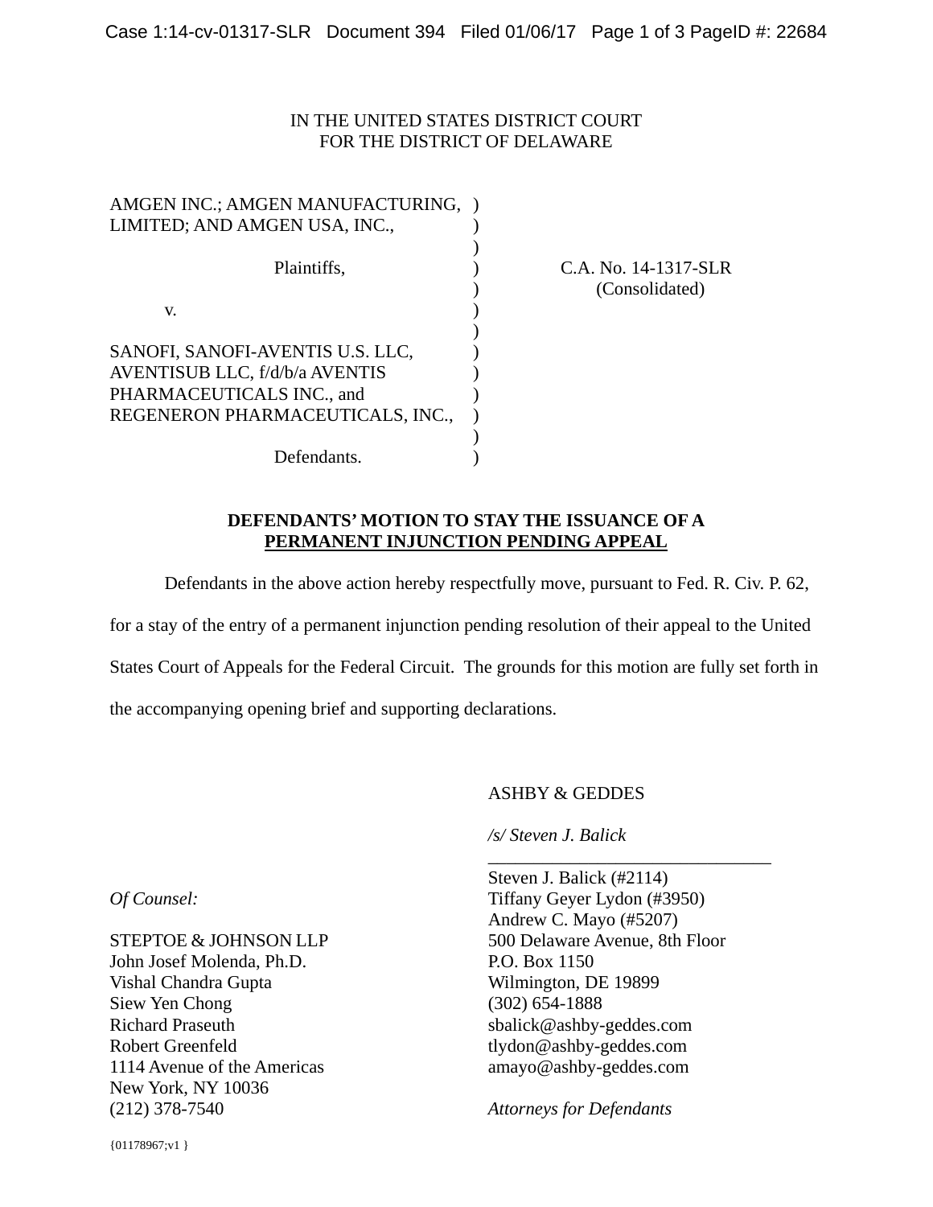IN THE UNITED STATES DISTRICT COURT
FOR THE DISTRICT OF DELAWARE

| | | |
|---|---|---|
| AMGEN INC.; AMGEN MANUFACTURING, LIMITED; AND AMGEN USA, INC., | ) | |
| Plaintiffs, | ) | C.A. No. 14-1317-SLR (Consolidated) |
| v. | ) | |
| SANOFI, SANOFI-AVENTIS U.S. LLC, AVENTISUB LLC, f/d/b/a AVENTIS PHARMACEUTICALS INC., and REGENERON PHARMACEUTICALS, INC., | ) | |
| Defendants. | ) | |

**DEFENDANTS' MOTION TO STAY THE ISSUANCE OF A PERMANENT INJUNCTION PENDING APPEAL**

Defendants in the above action hereby respectfully move, pursuant to Fed. R. Civ. P. 62, for a stay of the entry of a permanent injunction pending resolution of their appeal to the United States Court of Appeals for the Federal Circuit. The grounds for this motion are fully set forth in the accompanying opening brief and supporting declarations.

ASHBY & GEDDES

*/s/ Steven J. Balick*

Steven J. Balick (#2114)
Tiffany Geyer Lydon (#3950)
Andrew C. Mayo (#5207)
500 Delaware Avenue, 8th Floor
P.O. Box 1150
Wilmington, DE 19899
(302) 654-1888
sbalick@ashby-geddes.com
tlydon@ashby-geddes.com
amayo@ashby-geddes.com

*Attorneys for Defendants*

*Of Counsel:*

STEPTOE & JOHNSON LLP
John Josef Molenda, Ph.D.
Vishal Chandra Gupta
Siew Yen Chong
Richard Praseuth
Robert Greenfeld
1114 Avenue of the Americas
New York, NY 10036
(212) 378-7540

{01178967;v1 }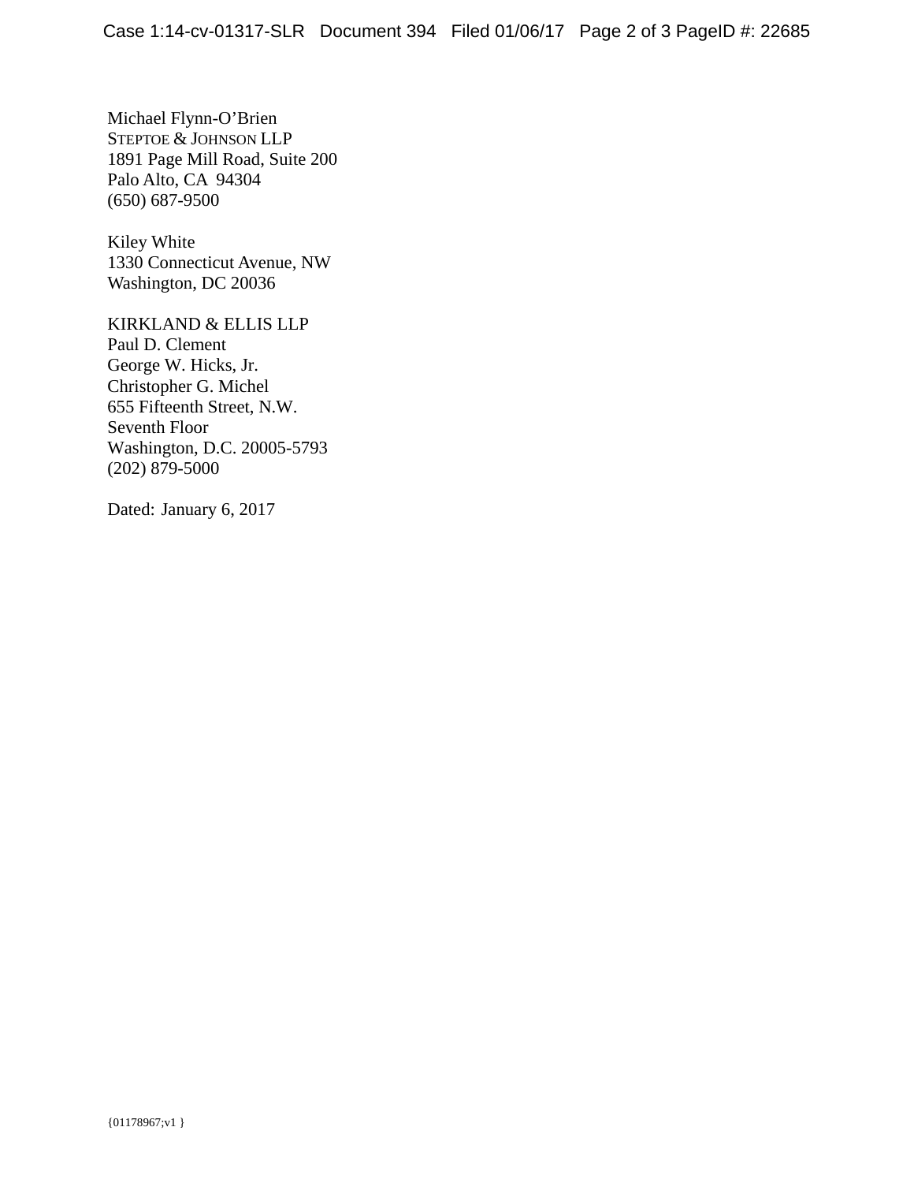Michael Flynn-O'Brien
STEPTOE & JOHNSON LLP
1891 Page Mill Road, Suite 200
Palo Alto, CA 94304
(650) 687-9500

Kiley White
1330 Connecticut Avenue, NW
Washington, DC 20036

KIRKLAND & ELLIS LLP
Paul D. Clement
George W. Hicks, Jr.
Christopher G. Michel
655 Fifteenth Street, N.W.
Seventh Floor
Washington, D.C. 20005-5793
(202) 879-5000

Dated: January 6, 2017

{01178967;v1 }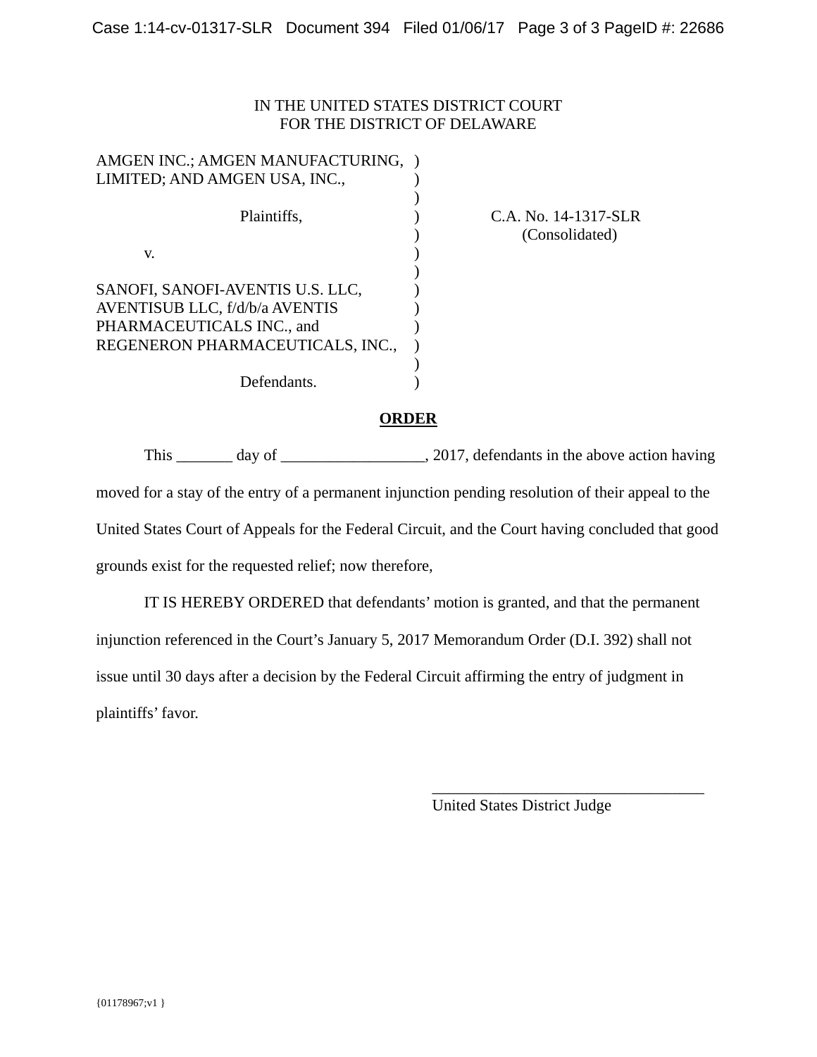IN THE UNITED STATES DISTRICT COURT
FOR THE DISTRICT OF DELAWARE

AMGEN INC.; AMGEN MANUFACTURING, LIMITED; AND AMGEN USA, INC.,

Plaintiffs,

v.

SANOFI, SANOFI-AVENTIS U.S. LLC, AVENTISUB LLC, f/d/b/a AVENTIS PHARMACEUTICALS INC., and REGENERON PHARMACEUTICALS, INC.,

Defendants.

C.A. No. 14-1317-SLR
(Consolidated)

**ORDER**

This _______ day of __________________, 2017, defendants in the above action having moved for a stay of the entry of a permanent injunction pending resolution of their appeal to the United States Court of Appeals for the Federal Circuit, and the Court having concluded that good grounds exist for the requested relief; now therefore,

IT IS HEREBY ORDERED that defendants' motion is granted, and that the permanent injunction referenced in the Court's January 5, 2017 Memorandum Order (D.I. 392) shall not issue until 30 days after a decision by the Federal Circuit affirming the entry of judgment in plaintiffs' favor.

___________________________________
United States District Judge

{01178967;v1 }